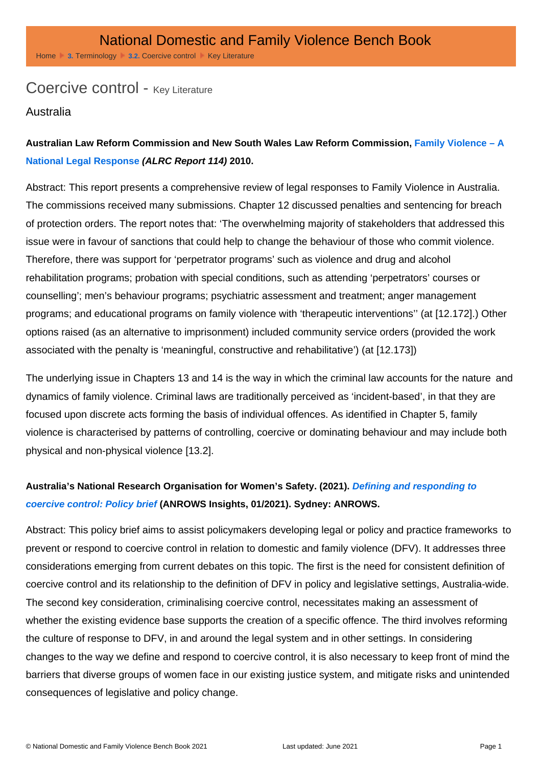# Coercive control - Key Literature

## Australia

**Australian Law Reform Commission and New South Wales Law Reform Commission, Family Violence – A National Legal Response *(ALRC Report 114)* 2010.**

Abstract: This report presents a comprehensive review of legal responses to Family Violence in Australia. The commissions received many submissions. Chapter 12 discussed penalties and sentencing for breach of protection orders. The report notes that: 'The overwhelming majority of stakeholders that addressed this issue were in favour of sanctions that could help to change the behaviour of those who commit violence. Therefore, there was support for 'perpetrator programs' such as violence and drug and alcohol rehabilitation programs; probation with special conditions, such as attending 'perpetrators' courses or counselling'; men's behaviour programs; psychiatric assessment and treatment; anger management programs; and educational programs on family violence with 'therapeutic interventions'' (at [12.172].) Other options raised (as an alternative to imprisonment) included community service orders (provided the work associated with the penalty is 'meaningful, constructive and rehabilitative') (at [12.173])

The underlying issue in Chapters 13 and 14 is the way in which the criminal law accounts for the nature and dynamics of family violence. Criminal laws are traditionally perceived as 'incident-based', in that they are focused upon discrete acts forming the basis of individual offences. As identified in Chapter 5, family violence is characterised by patterns of controlling, coercive or dominating behaviour and may include both physical and non-physical violence [13.2].

**Australia's National Research Organisation for Women's Safety. (2021). *Defining and responding to coercive control: Policy brief* (ANROWS Insights, 01/2021). Sydney: ANROWS.**

Abstract: This policy brief aims to assist policymakers developing legal or policy and practice frameworks to prevent or respond to coercive control in relation to domestic and family violence (DFV). It addresses three considerations emerging from current debates on this topic. The first is the need for consistent definition of coercive control and its relationship to the definition of DFV in policy and legislative settings, Australia-wide. The second key consideration, criminalising coercive control, necessitates making an assessment of whether the existing evidence base supports the creation of a specific offence. The third involves reforming the culture of response to DFV, in and around the legal system and in other settings. In considering changes to the way we define and respond to coercive control, it is also necessary to keep front of mind the barriers that diverse groups of women face in our existing justice system, and mitigate risks and unintended consequences of legislative and policy change.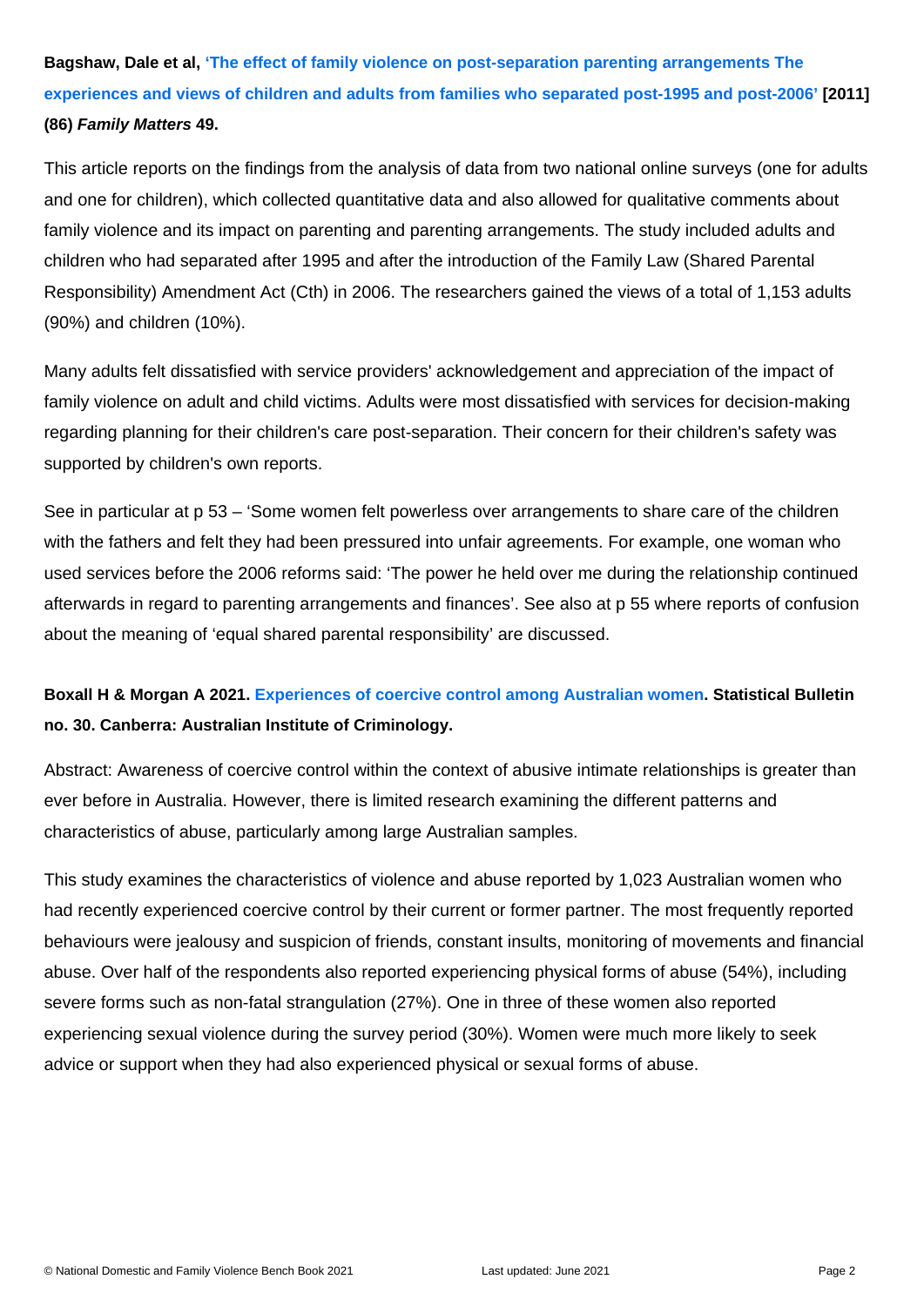**Bagshaw, Dale et al, 'The effect of family violence on post-separation parenting arrangements The experiences and views of children and adults from families who separated post-1995 and post-2006' [2011] (86) *Family Matters* 49.**

This article reports on the findings from the analysis of data from two national online surveys (one for adults and one for children), which collected quantitative data and also allowed for qualitative comments about family violence and its impact on parenting and parenting arrangements. The study included adults and children who had separated after 1995 and after the introduction of the Family Law (Shared Parental Responsibility) Amendment Act (Cth) in 2006. The researchers gained the views of a total of 1,153 adults (90%) and children (10%).

Many adults felt dissatisfied with service providers' acknowledgement and appreciation of the impact of family violence on adult and child victims. Adults were most dissatisfied with services for decision-making regarding planning for their children's care post-separation. Their concern for their children's safety was supported by children's own reports.

See in particular at p 53 – 'Some women felt powerless over arrangements to share care of the children with the fathers and felt they had been pressured into unfair agreements. For example, one woman who used services before the 2006 reforms said: 'The power he held over me during the relationship continued afterwards in regard to parenting arrangements and finances'. See also at p 55 where reports of confusion about the meaning of 'equal shared parental responsibility' are discussed.

**Boxall H & Morgan A 2021. Experiences of coercive control among Australian women. Statistical Bulletin no. 30. Canberra: Australian Institute of Criminology.**

Abstract: Awareness of coercive control within the context of abusive intimate relationships is greater than ever before in Australia. However, there is limited research examining the different patterns and characteristics of abuse, particularly among large Australian samples.

This study examines the characteristics of violence and abuse reported by 1,023 Australian women who had recently experienced coercive control by their current or former partner. The most frequently reported behaviours were jealousy and suspicion of friends, constant insults, monitoring of movements and financial abuse. Over half of the respondents also reported experiencing physical forms of abuse (54%), including severe forms such as non-fatal strangulation (27%). One in three of these women also reported experiencing sexual violence during the survey period (30%). Women were much more likely to seek advice or support when they had also experienced physical or sexual forms of abuse.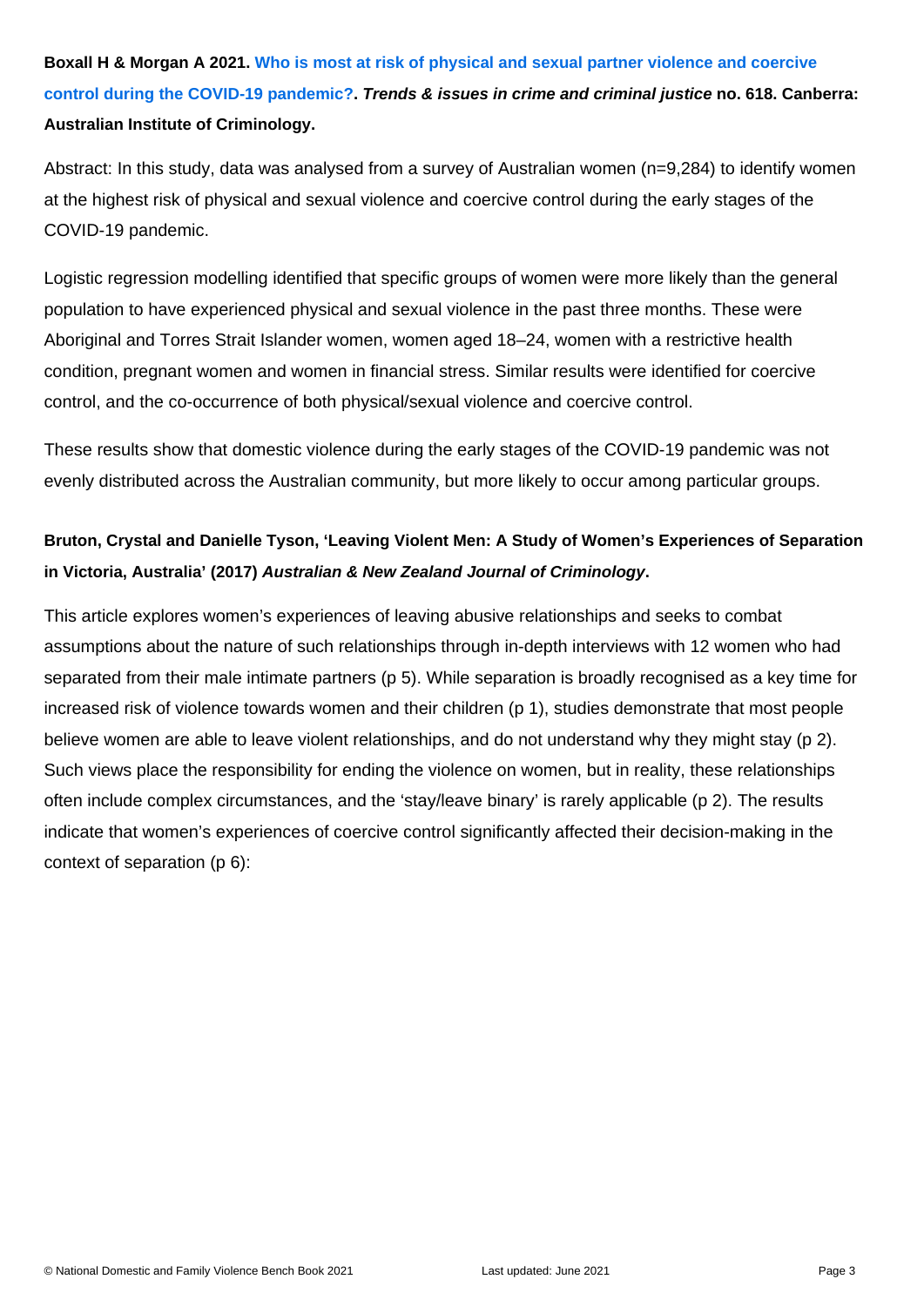**Boxall H & Morgan A 2021. Who is most at risk of physical and sexual partner violence and coercive control during the COVID-19 pandemic?. *Trends & issues in crime and criminal justice* no. 618. Canberra: Australian Institute of Criminology.**

Abstract: In this study, data was analysed from a survey of Australian women (n=9,284) to identify women at the highest risk of physical and sexual violence and coercive control during the early stages of the COVID-19 pandemic.

Logistic regression modelling identified that specific groups of women were more likely than the general population to have experienced physical and sexual violence in the past three months. These were Aboriginal and Torres Strait Islander women, women aged 18–24, women with a restrictive health condition, pregnant women and women in financial stress. Similar results were identified for coercive control, and the co-occurrence of both physical/sexual violence and coercive control.

These results show that domestic violence during the early stages of the COVID-19 pandemic was not evenly distributed across the Australian community, but more likely to occur among particular groups.

**Bruton, Crystal and Danielle Tyson, 'Leaving Violent Men: A Study of Women's Experiences of Separation in Victoria, Australia' (2017) *Australian & New Zealand Journal of Criminology*.**

This article explores women's experiences of leaving abusive relationships and seeks to combat assumptions about the nature of such relationships through in-depth interviews with 12 women who had separated from their male intimate partners (p 5). While separation is broadly recognised as a key time for increased risk of violence towards women and their children (p 1), studies demonstrate that most people believe women are able to leave violent relationships, and do not understand why they might stay (p 2). Such views place the responsibility for ending the violence on women, but in reality, these relationships often include complex circumstances, and the 'stay/leave binary' is rarely applicable (p 2). The results indicate that women's experiences of coercive control significantly affected their decision-making in the context of separation (p 6):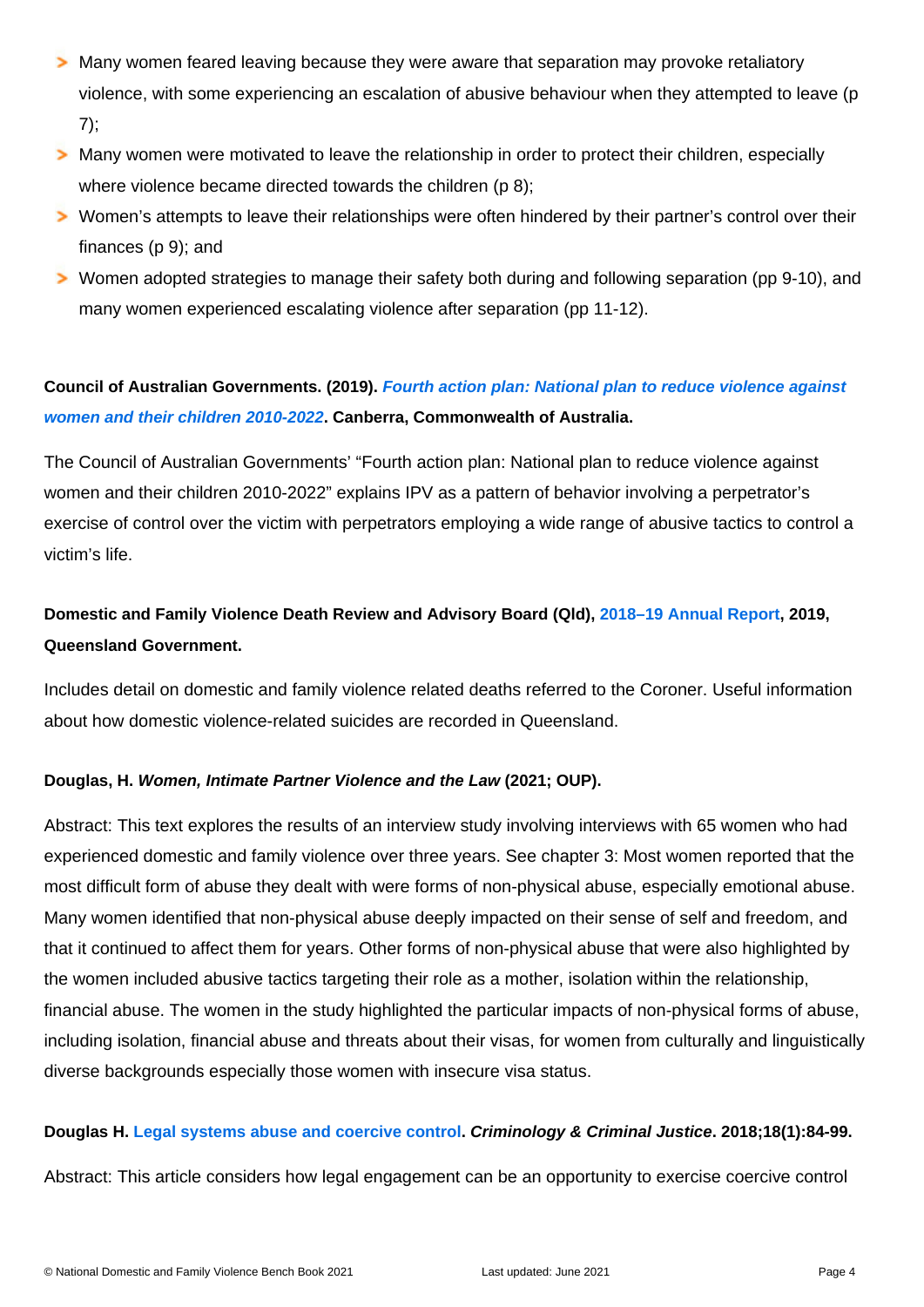- Many women feared leaving because they were aware that separation may provoke retaliatory violence, with some experiencing an escalation of abusive behaviour when they attempted to leave (p 7);
- Many women were motivated to leave the relationship in order to protect their children, especially where violence became directed towards the children (p 8);
- Women's attempts to leave their relationships were often hindered by their partner's control over their finances (p 9); and
- Women adopted strategies to manage their safety both during and following separation (pp 9-10), and many women experienced escalating violence after separation (pp 11-12).

**Council of Australian Governments. (2019).** ***Fourth action plan: National plan to reduce violence against women and their children 2010-2022*****. Canberra, Commonwealth of Australia.**

The Council of Australian Governments' "Fourth action plan: National plan to reduce violence against women and their children 2010-2022" explains IPV as a pattern of behavior involving a perpetrator's exercise of control over the victim with perpetrators employing a wide range of abusive tactics to control a victim's life.

**Domestic and Family Violence Death Review and Advisory Board (Qld), 2018–19 Annual Report, 2019, Queensland Government.**

Includes detail on domestic and family violence related deaths referred to the Coroner. Useful information about how domestic violence-related suicides are recorded in Queensland.

**Douglas, H.** ***Women, Intimate Partner Violence and the Law*** **(2021; OUP).**

Abstract: This text explores the results of an interview study involving interviews with 65 women who had experienced domestic and family violence over three years. See chapter 3: Most women reported that the most difficult form of abuse they dealt with were forms of non-physical abuse, especially emotional abuse. Many women identified that non-physical abuse deeply impacted on their sense of self and freedom, and that it continued to affect them for years. Other forms of non-physical abuse that were also highlighted by the women included abusive tactics targeting their role as a mother, isolation within the relationship, financial abuse. The women in the study highlighted the particular impacts of non-physical forms of abuse, including isolation, financial abuse and threats about their visas, for women from culturally and linguistically diverse backgrounds especially those women with insecure visa status.

**Douglas H. Legal systems abuse and coercive control.** ***Criminology & Criminal Justice*****. 2018;18(1):84-99.**

Abstract: This article considers how legal engagement can be an opportunity to exercise coercive control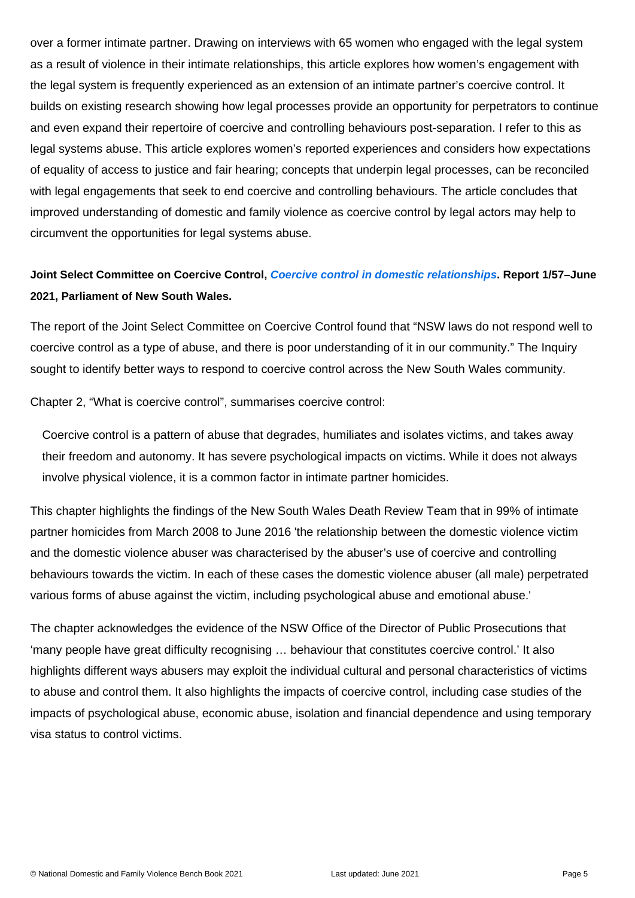over a former intimate partner. Drawing on interviews with 65 women who engaged with the legal system as a result of violence in their intimate relationships, this article explores how women's engagement with the legal system is frequently experienced as an extension of an intimate partner's coercive control. It builds on existing research showing how legal processes provide an opportunity for perpetrators to continue and even expand their repertoire of coercive and controlling behaviours post-separation. I refer to this as legal systems abuse. This article explores women's reported experiences and considers how expectations of equality of access to justice and fair hearing; concepts that underpin legal processes, can be reconciled with legal engagements that seek to end coercive and controlling behaviours. The article concludes that improved understanding of domestic and family violence as coercive control by legal actors may help to circumvent the opportunities for legal systems abuse.

**Joint Select Committee on Coercive Control, *Coercive control in domestic relationships*. Report 1/57–June 2021, Parliament of New South Wales.**

The report of the Joint Select Committee on Coercive Control found that "NSW laws do not respond well to coercive control as a type of abuse, and there is poor understanding of it in our community." The Inquiry sought to identify better ways to respond to coercive control across the New South Wales community.

Chapter 2, "What is coercive control", summarises coercive control:

> Coercive control is a pattern of abuse that degrades, humiliates and isolates victims, and takes away their freedom and autonomy. It has severe psychological impacts on victims. While it does not always involve physical violence, it is a common factor in intimate partner homicides.

This chapter highlights the findings of the New South Wales Death Review Team that in 99% of intimate partner homicides from March 2008 to June 2016 'the relationship between the domestic violence victim and the domestic violence abuser was characterised by the abuser's use of coercive and controlling behaviours towards the victim. In each of these cases the domestic violence abuser (all male) perpetrated various forms of abuse against the victim, including psychological abuse and emotional abuse.'

The chapter acknowledges the evidence of the NSW Office of the Director of Public Prosecutions that 'many people have great difficulty recognising … behaviour that constitutes coercive control.' It also highlights different ways abusers may exploit the individual cultural and personal characteristics of victims to abuse and control them. It also highlights the impacts of coercive control, including case studies of the impacts of psychological abuse, economic abuse, isolation and financial dependence and using temporary visa status to control victims.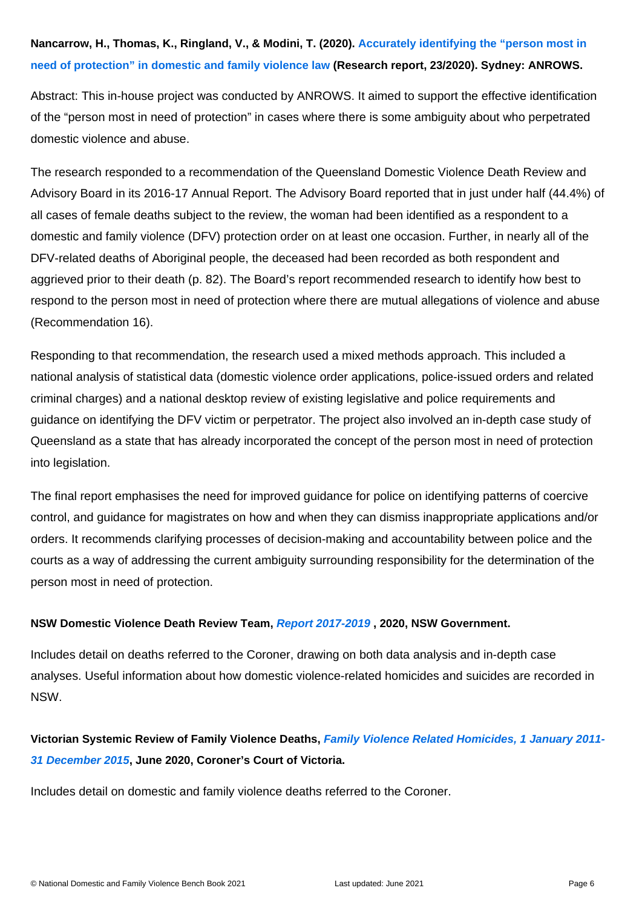**Nancarrow, H., Thomas, K., Ringland, V., & Modini, T. (2020). Accurately identifying the "person most in need of protection" in domestic and family violence law (Research report, 23/2020). Sydney: ANROWS.**

Abstract: This in-house project was conducted by ANROWS. It aimed to support the effective identification of the "person most in need of protection" in cases where there is some ambiguity about who perpetrated domestic violence and abuse.

The research responded to a recommendation of the Queensland Domestic Violence Death Review and Advisory Board in its 2016-17 Annual Report. The Advisory Board reported that in just under half (44.4%) of all cases of female deaths subject to the review, the woman had been identified as a respondent to a domestic and family violence (DFV) protection order on at least one occasion. Further, in nearly all of the DFV-related deaths of Aboriginal people, the deceased had been recorded as both respondent and aggrieved prior to their death (p. 82). The Board's report recommended research to identify how best to respond to the person most in need of protection where there are mutual allegations of violence and abuse (Recommendation 16).

Responding to that recommendation, the research used a mixed methods approach. This included a national analysis of statistical data (domestic violence order applications, police-issued orders and related criminal charges) and a national desktop review of existing legislative and police requirements and guidance on identifying the DFV victim or perpetrator. The project also involved an in-depth case study of Queensland as a state that has already incorporated the concept of the person most in need of protection into legislation.

The final report emphasises the need for improved guidance for police on identifying patterns of coercive control, and guidance for magistrates on how and when they can dismiss inappropriate applications and/or orders. It recommends clarifying processes of decision-making and accountability between police and the courts as a way of addressing the current ambiguity surrounding responsibility for the determination of the person most in need of protection.

**NSW Domestic Violence Death Review Team, *Report 2017-2019* , 2020, NSW Government.**

Includes detail on deaths referred to the Coroner, drawing on both data analysis and in-depth case analyses. Useful information about how domestic violence-related homicides and suicides are recorded in NSW.

**Victorian Systemic Review of Family Violence Deaths, *Family Violence Related Homicides, 1 January 2011-31 December 2015*, June 2020, Coroner's Court of Victoria.**

Includes detail on domestic and family violence deaths referred to the Coroner.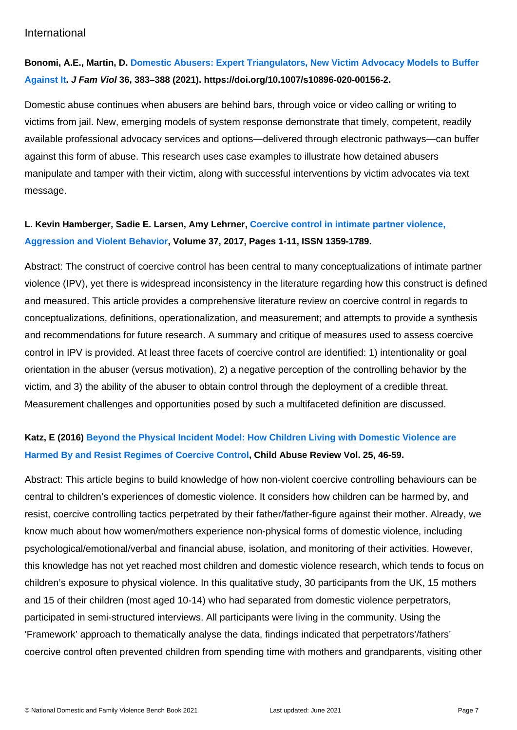International

**Bonomi, A.E., Martin, D. Domestic Abusers: Expert Triangulators, New Victim Advocacy Models to Buffer Against It. *J Fam Viol* 36, 383–388 (2021). https://doi.org/10.1007/s10896-020-00156-2.**

Domestic abuse continues when abusers are behind bars, through voice or video calling or writing to victims from jail. New, emerging models of system response demonstrate that timely, competent, readily available professional advocacy services and options—delivered through electronic pathways—can buffer against this form of abuse. This research uses case examples to illustrate how detained abusers manipulate and tamper with their victim, along with successful interventions by victim advocates via text message.

**L. Kevin Hamberger, Sadie E. Larsen, Amy Lehrner, Coercive control in intimate partner violence, Aggression and Violent Behavior, Volume 37, 2017, Pages 1-11, ISSN 1359-1789.**

Abstract: The construct of coercive control has been central to many conceptualizations of intimate partner violence (IPV), yet there is widespread inconsistency in the literature regarding how this construct is defined and measured. This article provides a comprehensive literature review on coercive control in regards to conceptualizations, definitions, operationalization, and measurement; and attempts to provide a synthesis and recommendations for future research. A summary and critique of measures used to assess coercive control in IPV is provided. At least three facets of coercive control are identified: 1) intentionality or goal orientation in the abuser (versus motivation), 2) a negative perception of the controlling behavior by the victim, and 3) the ability of the abuser to obtain control through the deployment of a credible threat. Measurement challenges and opportunities posed by such a multifaceted definition are discussed.

**Katz, E (2016) Beyond the Physical Incident Model: How Children Living with Domestic Violence are Harmed By and Resist Regimes of Coercive Control, Child Abuse Review Vol. 25, 46-59.**

Abstract: This article begins to build knowledge of how non-violent coercive controlling behaviours can be central to children's experiences of domestic violence. It considers how children can be harmed by, and resist, coercive controlling tactics perpetrated by their father/father-figure against their mother. Already, we know much about how women/mothers experience non-physical forms of domestic violence, including psychological/emotional/verbal and financial abuse, isolation, and monitoring of their activities. However, this knowledge has not yet reached most children and domestic violence research, which tends to focus on children's exposure to physical violence. In this qualitative study, 30 participants from the UK, 15 mothers and 15 of their children (most aged 10-14) who had separated from domestic violence perpetrators, participated in semi-structured interviews. All participants were living in the community. Using the 'Framework' approach to thematically analyse the data, findings indicated that perpetrators'/fathers' coercive control often prevented children from spending time with mothers and grandparents, visiting other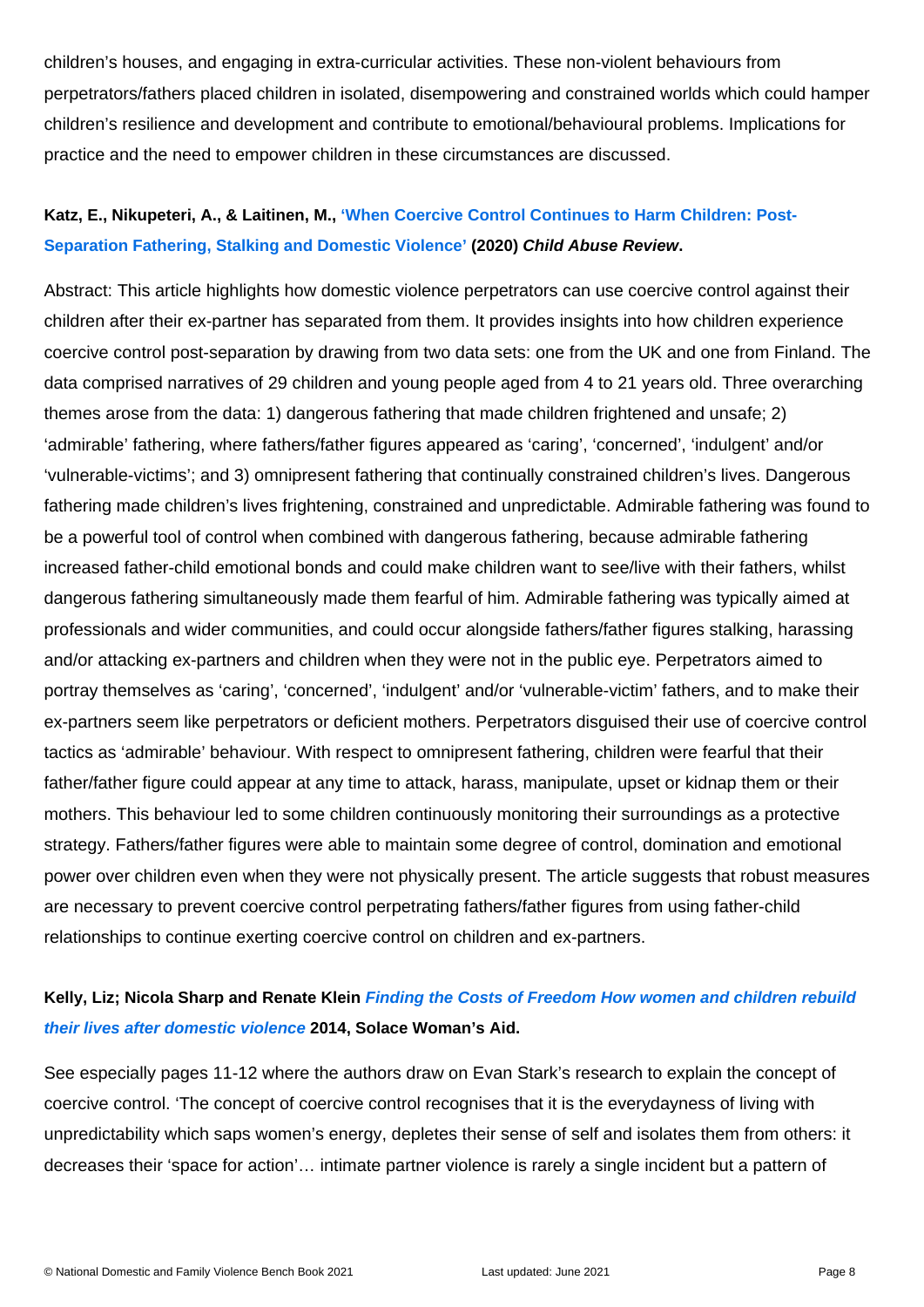children's houses, and engaging in extra-curricular activities. These non-violent behaviours from perpetrators/fathers placed children in isolated, disempowering and constrained worlds which could hamper children's resilience and development and contribute to emotional/behavioural problems. Implications for practice and the need to empower children in these circumstances are discussed.

**Katz, E., Nikupeteri, A., & Laitinen, M., 'When Coercive Control Continues to Harm Children: Post-Separation Fathering, Stalking and Domestic Violence' (2020) *Child Abuse Review*.**

Abstract: This article highlights how domestic violence perpetrators can use coercive control against their children after their ex-partner has separated from them. It provides insights into how children experience coercive control post-separation by drawing from two data sets: one from the UK and one from Finland. The data comprised narratives of 29 children and young people aged from 4 to 21 years old. Three overarching themes arose from the data: 1) dangerous fathering that made children frightened and unsafe; 2) 'admirable' fathering, where fathers/father figures appeared as 'caring', 'concerned', 'indulgent' and/or 'vulnerable-victims'; and 3) omnipresent fathering that continually constrained children's lives. Dangerous fathering made children's lives frightening, constrained and unpredictable. Admirable fathering was found to be a powerful tool of control when combined with dangerous fathering, because admirable fathering increased father-child emotional bonds and could make children want to see/live with their fathers, whilst dangerous fathering simultaneously made them fearful of him. Admirable fathering was typically aimed at professionals and wider communities, and could occur alongside fathers/father figures stalking, harassing and/or attacking ex-partners and children when they were not in the public eye. Perpetrators aimed to portray themselves as 'caring', 'concerned', 'indulgent' and/or 'vulnerable-victim' fathers, and to make their ex-partners seem like perpetrators or deficient mothers. Perpetrators disguised their use of coercive control tactics as 'admirable' behaviour. With respect to omnipresent fathering, children were fearful that their father/father figure could appear at any time to attack, harass, manipulate, upset or kidnap them or their mothers. This behaviour led to some children continuously monitoring their surroundings as a protective strategy. Fathers/father figures were able to maintain some degree of control, domination and emotional power over children even when they were not physically present. The article suggests that robust measures are necessary to prevent coercive control perpetrating fathers/father figures from using father-child relationships to continue exerting coercive control on children and ex-partners.

**Kelly, Liz; Nicola Sharp and Renate Klein *Finding the Costs of Freedom How women and children rebuild their lives after domestic violence* 2014, Solace Woman's Aid.**

See especially pages 11-12 where the authors draw on Evan Stark's research to explain the concept of coercive control. 'The concept of coercive control recognises that it is the everydayness of living with unpredictability which saps women's energy, depletes their sense of self and isolates them from others: it decreases their 'space for action'… intimate partner violence is rarely a single incident but a pattern of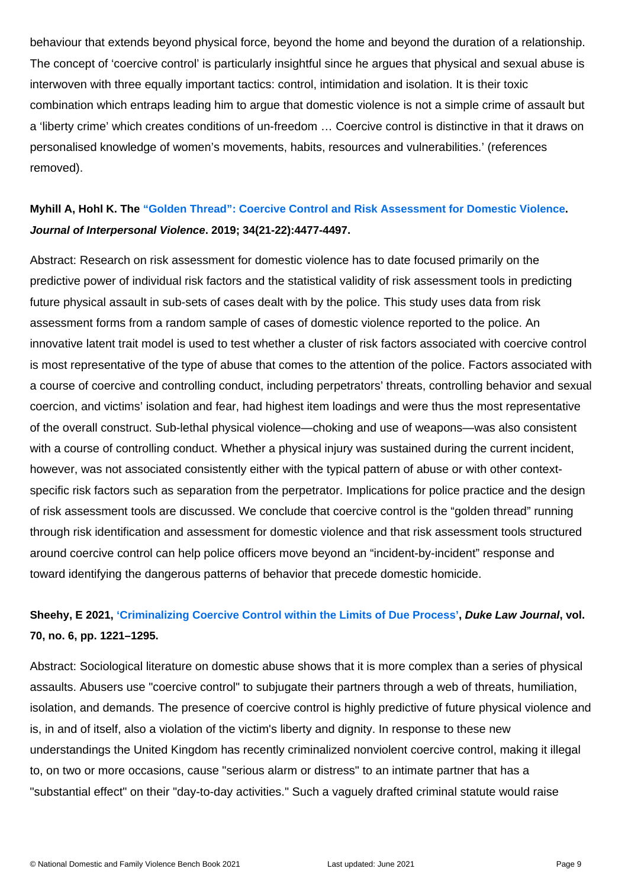behaviour that extends beyond physical force, beyond the home and beyond the duration of a relationship. The concept of 'coercive control' is particularly insightful since he argues that physical and sexual abuse is interwoven with three equally important tactics: control, intimidation and isolation. It is their toxic combination which entraps leading him to argue that domestic violence is not a simple crime of assault but a 'liberty crime' which creates conditions of un-freedom … Coercive control is distinctive in that it draws on personalised knowledge of women's movements, habits, resources and vulnerabilities.' (references removed).

**Myhill A, Hohl K. The "Golden Thread": Coercive Control and Risk Assessment for Domestic Violence. *Journal of Interpersonal Violence*. 2019; 34(21-22):4477-4497.**

Abstract: Research on risk assessment for domestic violence has to date focused primarily on the predictive power of individual risk factors and the statistical validity of risk assessment tools in predicting future physical assault in sub-sets of cases dealt with by the police. This study uses data from risk assessment forms from a random sample of cases of domestic violence reported to the police. An innovative latent trait model is used to test whether a cluster of risk factors associated with coercive control is most representative of the type of abuse that comes to the attention of the police. Factors associated with a course of coercive and controlling conduct, including perpetrators' threats, controlling behavior and sexual coercion, and victims' isolation and fear, had highest item loadings and were thus the most representative of the overall construct. Sub-lethal physical violence—choking and use of weapons—was also consistent with a course of controlling conduct. Whether a physical injury was sustained during the current incident, however, was not associated consistently either with the typical pattern of abuse or with other context-specific risk factors such as separation from the perpetrator. Implications for police practice and the design of risk assessment tools are discussed. We conclude that coercive control is the "golden thread" running through risk identification and assessment for domestic violence and that risk assessment tools structured around coercive control can help police officers move beyond an "incident-by-incident" response and toward identifying the dangerous patterns of behavior that precede domestic homicide.

**Sheehy, E 2021, 'Criminalizing Coercive Control within the Limits of Due Process', *Duke Law Journal*, vol. 70, no. 6, pp. 1221–1295.**

Abstract: Sociological literature on domestic abuse shows that it is more complex than a series of physical assaults. Abusers use "coercive control" to subjugate their partners through a web of threats, humiliation, isolation, and demands. The presence of coercive control is highly predictive of future physical violence and is, in and of itself, also a violation of the victim's liberty and dignity. In response to these new understandings the United Kingdom has recently criminalized nonviolent coercive control, making it illegal to, on two or more occasions, cause "serious alarm or distress" to an intimate partner that has a "substantial effect" on their "day-to-day activities." Such a vaguely drafted criminal statute would raise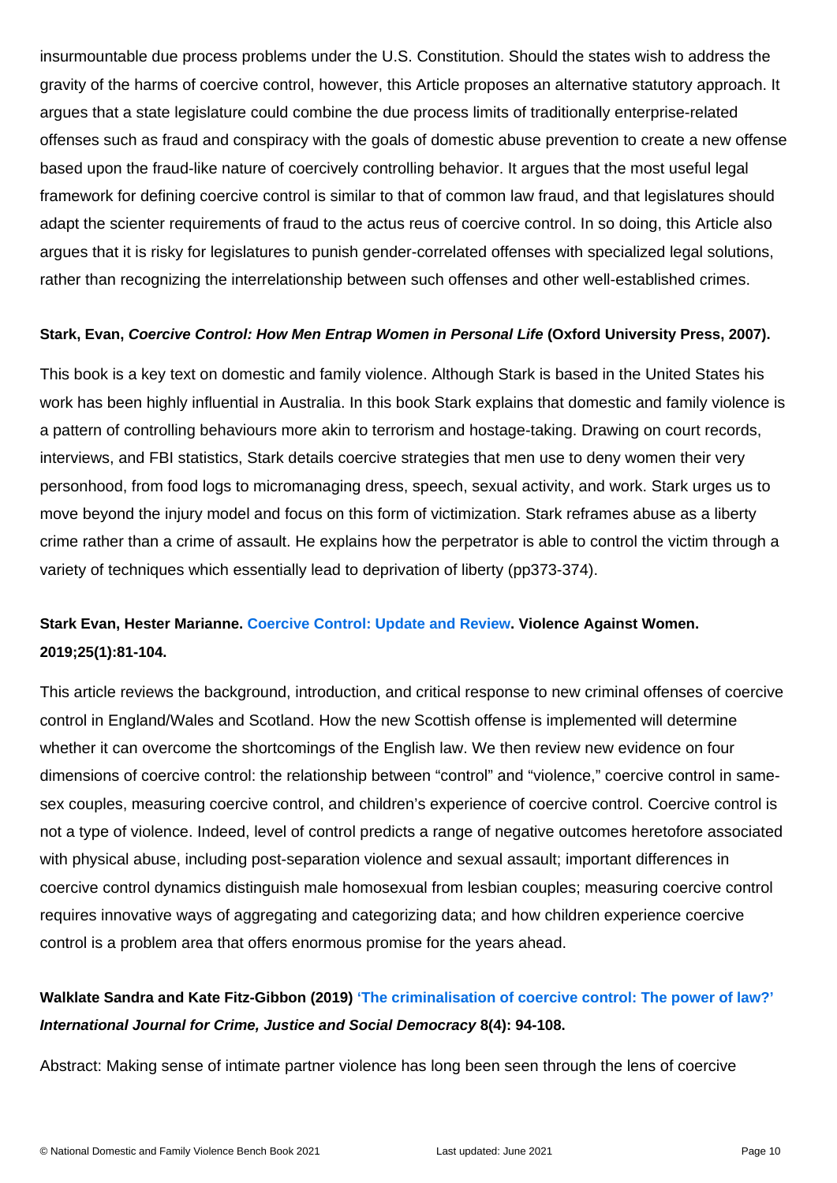insurmountable due process problems under the U.S. Constitution. Should the states wish to address the gravity of the harms of coercive control, however, this Article proposes an alternative statutory approach. It argues that a state legislature could combine the due process limits of traditionally enterprise-related offenses such as fraud and conspiracy with the goals of domestic abuse prevention to create a new offense based upon the fraud-like nature of coercively controlling behavior. It argues that the most useful legal framework for defining coercive control is similar to that of common law fraud, and that legislatures should adapt the scienter requirements of fraud to the actus reus of coercive control. In so doing, this Article also argues that it is risky for legislatures to punish gender-correlated offenses with specialized legal solutions, rather than recognizing the interrelationship between such offenses and other well-established crimes.

**Stark, Evan, *Coercive Control: How Men Entrap Women in Personal Life* (Oxford University Press, 2007).**

This book is a key text on domestic and family violence. Although Stark is based in the United States his work has been highly influential in Australia. In this book Stark explains that domestic and family violence is a pattern of controlling behaviours more akin to terrorism and hostage-taking. Drawing on court records, interviews, and FBI statistics, Stark details coercive strategies that men use to deny women their very personhood, from food logs to micromanaging dress, speech, sexual activity, and work. Stark urges us to move beyond the injury model and focus on this form of victimization. Stark reframes abuse as a liberty crime rather than a crime of assault. He explains how the perpetrator is able to control the victim through a variety of techniques which essentially lead to deprivation of liberty (pp373-374).

**Stark Evan, Hester Marianne. Coercive Control: Update and Review. Violence Against Women. 2019;25(1):81-104.**

This article reviews the background, introduction, and critical response to new criminal offenses of coercive control in England/Wales and Scotland. How the new Scottish offense is implemented will determine whether it can overcome the shortcomings of the English law. We then review new evidence on four dimensions of coercive control: the relationship between "control" and "violence," coercive control in same-sex couples, measuring coercive control, and children's experience of coercive control. Coercive control is not a type of violence. Indeed, level of control predicts a range of negative outcomes heretofore associated with physical abuse, including post-separation violence and sexual assault; important differences in coercive control dynamics distinguish male homosexual from lesbian couples; measuring coercive control requires innovative ways of aggregating and categorizing data; and how children experience coercive control is a problem area that offers enormous promise for the years ahead.

**Walklate Sandra and Kate Fitz-Gibbon (2019) 'The criminalisation of coercive control: The power of law?' *International Journal for Crime, Justice and Social Democracy* 8(4): 94-108.**

Abstract: Making sense of intimate partner violence has long been seen through the lens of coercive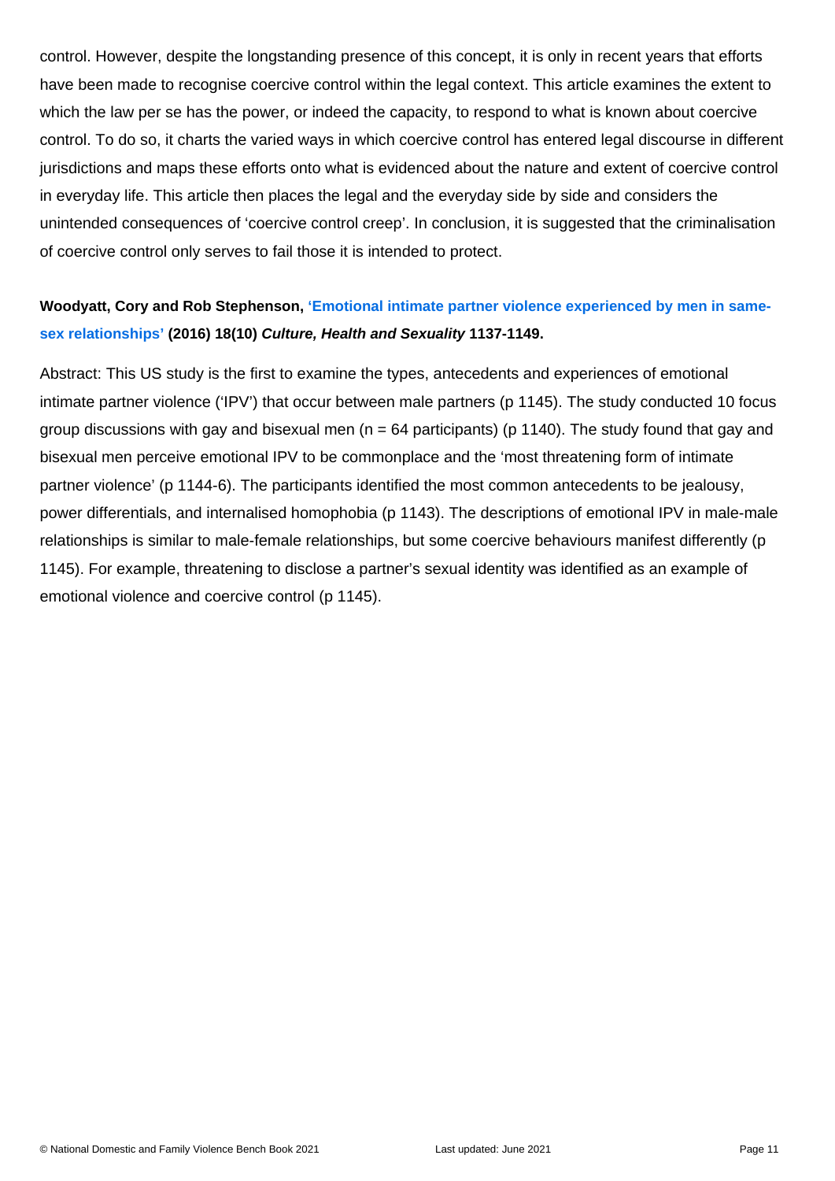control. However, despite the longstanding presence of this concept, it is only in recent years that efforts have been made to recognise coercive control within the legal context. This article examines the extent to which the law per se has the power, or indeed the capacity, to respond to what is known about coercive control. To do so, it charts the varied ways in which coercive control has entered legal discourse in different jurisdictions and maps these efforts onto what is evidenced about the nature and extent of coercive control in everyday life. This article then places the legal and the everyday side by side and considers the unintended consequences of 'coercive control creep'. In conclusion, it is suggested that the criminalisation of coercive control only serves to fail those it is intended to protect.

**Woodyatt, Cory and Rob Stephenson, 'Emotional intimate partner violence experienced by men in same-sex relationships' (2016) 18(10) *Culture, Health and Sexuality* 1137-1149.**

Abstract: This US study is the first to examine the types, antecedents and experiences of emotional intimate partner violence ('IPV') that occur between male partners (p 1145). The study conducted 10 focus group discussions with gay and bisexual men (n = 64 participants) (p 1140). The study found that gay and bisexual men perceive emotional IPV to be commonplace and the 'most threatening form of intimate partner violence' (p 1144-6). The participants identified the most common antecedents to be jealousy, power differentials, and internalised homophobia (p 1143). The descriptions of emotional IPV in male-male relationships is similar to male-female relationships, but some coercive behaviours manifest differently (p 1145). For example, threatening to disclose a partner's sexual identity was identified as an example of emotional violence and coercive control (p 1145).